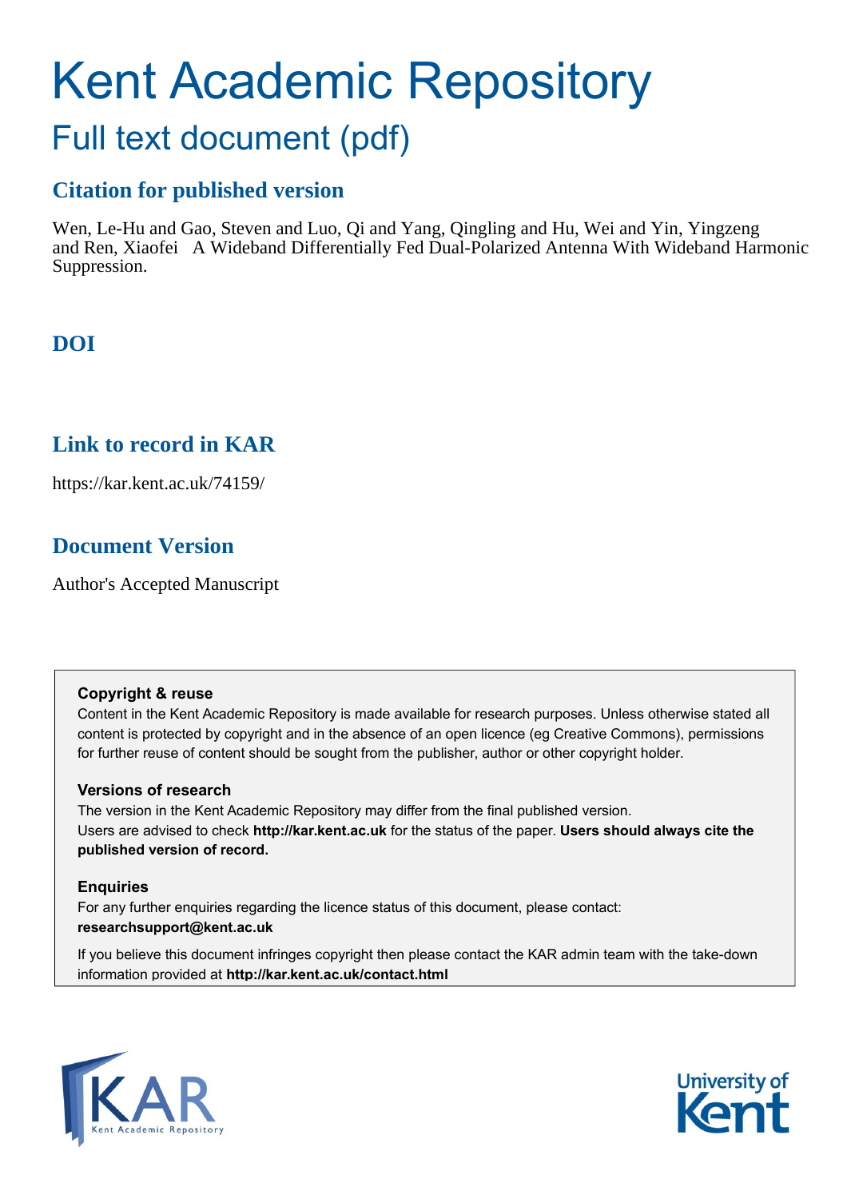# Kent Academic Repository

## Full text document (pdf)

## Citation for published version

Wen, Le-Hu and Gao, Steven and Luo, Qi and Yang, Qingling and Hu, Wei and Yin, Yingzeng and Ren, Xiaofei A Wideband Differentially Fed Dual-Polarized Antenna With Wideband Harmonic Suppression.

## DOI

## Link to record in KAR

https://kar.kent.ac.uk/74159/

## Document Version

Author's Accepted Manuscript

**Copyright & reuse**

Content in the Kent Academic Repository is made available for research purposes. Unless otherwise stated all content is protected by copyright and in the absence of an open licence (eg Creative Commons), permissions for further reuse of content should be sought from the publisher, author or other copyright holder.

**Versions of research**

The version in the Kent Academic Repository may differ from the final published version. Users are advised to check **http://kar.kent.ac.uk** for the status of the paper. **Users should always cite the published version of record.**

**Enquiries**

For any further enquiries regarding the licence status of this document, please contact: **researchsupport@kent.ac.uk**

If you believe this document infringes copyright then please contact the KAR admin team with the take-down information provided at **http://kar.kent.ac.uk/contact.html**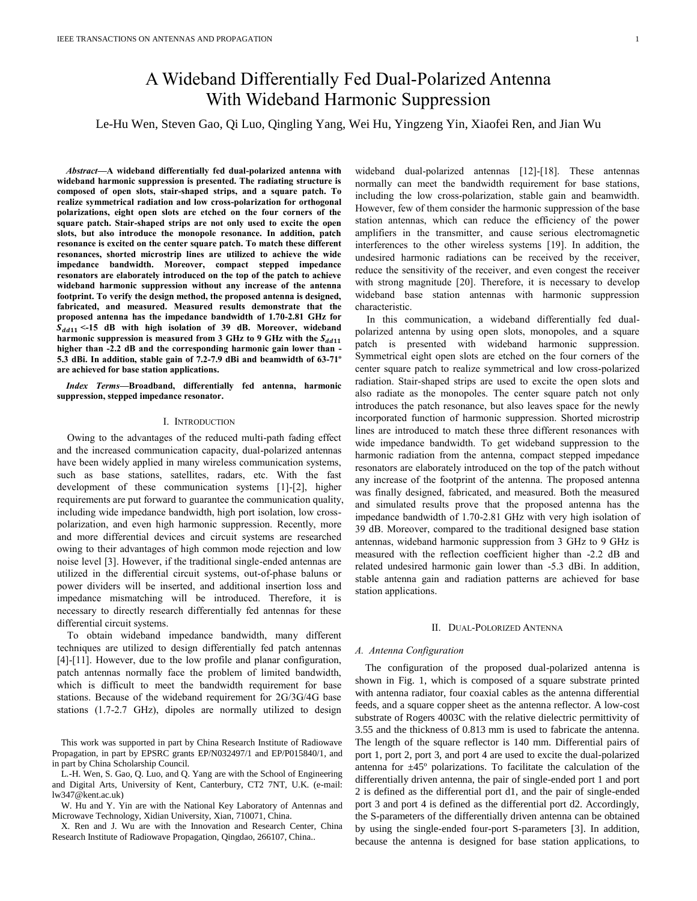# A Wideband Differentially Fed Dual-Polarized Antenna With Wideband Harmonic Suppression

Le-Hu Wen, Steven Gao, Qi Luo, Qingling Yang, Wei Hu, Yingzeng Yin, Xiaofei Ren, and Jian Wu

***Abstract*—A wideband differentially fed dual-polarized antenna with wideband harmonic suppression is presented. The radiating structure is composed of open slots, stair-shaped strips, and a square patch. To realize symmetrical radiation and low cross-polarization for orthogonal polarizations, eight open slots are etched on the four corners of the square patch. Stair-shaped strips are not only used to excite the open slots, but also introduce the monopole resonance. In addition, patch resonance is excited on the center square patch. To match these different resonances, shorted microstrip lines are utilized to achieve the wide impedance bandwidth. Moreover, compact stepped impedance resonators are elaborately introduced on the top of the patch to achieve wideband harmonic suppression without any increase of the antenna footprint. To verify the design method, the proposed antenna is designed, fabricated, and measured. Measured results demonstrate that the proposed antenna has the impedance bandwidth of 1.70-2.81 GHz for $S_{dd11}$ <-15 dB with high isolation of 39 dB. Moreover, wideband harmonic suppression is measured from 3 GHz to 9 GHz with the $S_{dd11}$ higher than -2.2 dB and the corresponding harmonic gain lower than -5.3 dBi. In addition, stable gain of 7.2-7.9 dBi and beamwidth of 63-71º are achieved for base station applications.**

***Index Terms*—Broadband, differentially fed antenna, harmonic suppression, stepped impedance resonator.**

## I. Introduction

Owing to the advantages of the reduced multi-path fading effect and the increased communication capacity, dual-polarized antennas have been widely applied in many wireless communication systems, such as base stations, satellites, radars, etc. With the fast development of these communication systems [1]-[2], higher requirements are put forward to guarantee the communication quality, including wide impedance bandwidth, high port isolation, low cross-polarization, and even high harmonic suppression. Recently, more and more differential devices and circuit systems are researched owing to their advantages of high common mode rejection and low noise level [3]. However, if the traditional single-ended antennas are utilized in the differential circuit systems, out-of-phase baluns or power dividers will be inserted, and additional insertion loss and impedance mismatching will be introduced. Therefore, it is necessary to directly research differentially fed antennas for these differential circuit systems.

To obtain wideband impedance bandwidth, many different techniques are utilized to design differentially fed patch antennas [4]-[11]. However, due to the low profile and planar configuration, patch antennas normally face the problem of limited bandwidth, which is difficult to meet the bandwidth requirement for base stations. Because of the wideband requirement for 2G/3G/4G base stations (1.7-2.7 GHz), dipoles are normally utilized to design wideband dual-polarized antennas [12]-[18]. These antennas normally can meet the bandwidth requirement for base stations, including the low cross-polarization, stable gain and beamwidth. However, few of them consider the harmonic suppression of the base station antennas, which can reduce the efficiency of the power amplifiers in the transmitter, and cause serious electromagnetic interferences to the other wireless systems [19]. In addition, the undesired harmonic radiations can be received by the receiver, reduce the sensitivity of the receiver, and even congest the receiver with strong magnitude [20]. Therefore, it is necessary to develop wideband base station antennas with harmonic suppression characteristic.

In this communication, a wideband differentially fed dual-polarized antenna by using open slots, monopoles, and a square patch is presented with wideband harmonic suppression. Symmetrical eight open slots are etched on the four corners of the center square patch to realize symmetrical and low cross-polarized radiation. Stair-shaped strips are used to excite the open slots and also radiate as the monopoles. The center square patch not only introduces the patch resonance, but also leaves space for the newly incorporated function of harmonic suppression. Shorted microstrip lines are introduced to match these three different resonances with wide impedance bandwidth. To get wideband suppression to the harmonic radiation from the antenna, compact stepped impedance resonators are elaborately introduced on the top of the patch without any increase of the footprint of the antenna. The proposed antenna was finally designed, fabricated, and measured. Both the measured and simulated results prove that the proposed antenna has the impedance bandwidth of 1.70-2.81 GHz with very high isolation of 39 dB. Moreover, compared to the traditional designed base station antennas, wideband harmonic suppression from 3 GHz to 9 GHz is measured with the reflection coefficient higher than -2.2 dB and related undesired harmonic gain lower than -5.3 dBi. In addition, stable antenna gain and radiation patterns are achieved for base station applications.

## II. Dual-Polorized Antenna

### *A. Antenna Configuration*

The configuration of the proposed dual-polarized antenna is shown in Fig. 1, which is composed of a square substrate printed with antenna radiator, four coaxial cables as the antenna differential feeds, and a square copper sheet as the antenna reflector. A low-cost substrate of Rogers 4003C with the relative dielectric permittivity of 3.55 and the thickness of 0.813 mm is used to fabricate the antenna. The length of the square reflector is 140 mm. Differential pairs of port 1, port 2, port 3, and port 4 are used to excite the dual-polarized antenna for ±45º polarizations. To facilitate the calculation of the differentially driven antenna, the pair of single-ended port 1 and port 2 is defined as the differential port d1, and the pair of single-ended port 3 and port 4 is defined as the differential port d2. Accordingly, the S-parameters of the differentially driven antenna can be obtained by using the single-ended four-port S-parameters [3]. In addition, because the antenna is designed for base station applications, to

This work was supported in part by China Research Institute of Radiowave Propagation, in part by EPSRC grants EP/N032497/1 and EP/P015840/1, and in part by China Scholarship Council.

L.-H. Wen, S. Gao, Q. Luo, and Q. Yang are with the School of Engineering and Digital Arts, University of Kent, Canterbury, CT2 7NT, U.K. (e-mail: lw347@kent.ac.uk)

W. Hu and Y. Yin are with the National Key Laboratory of Antennas and Microwave Technology, Xidian University, Xian, 710071, China.

X. Ren and J. Wu are with the Innovation and Research Center, China Research Institute of Radiowave Propagation, Qingdao, 266107, China..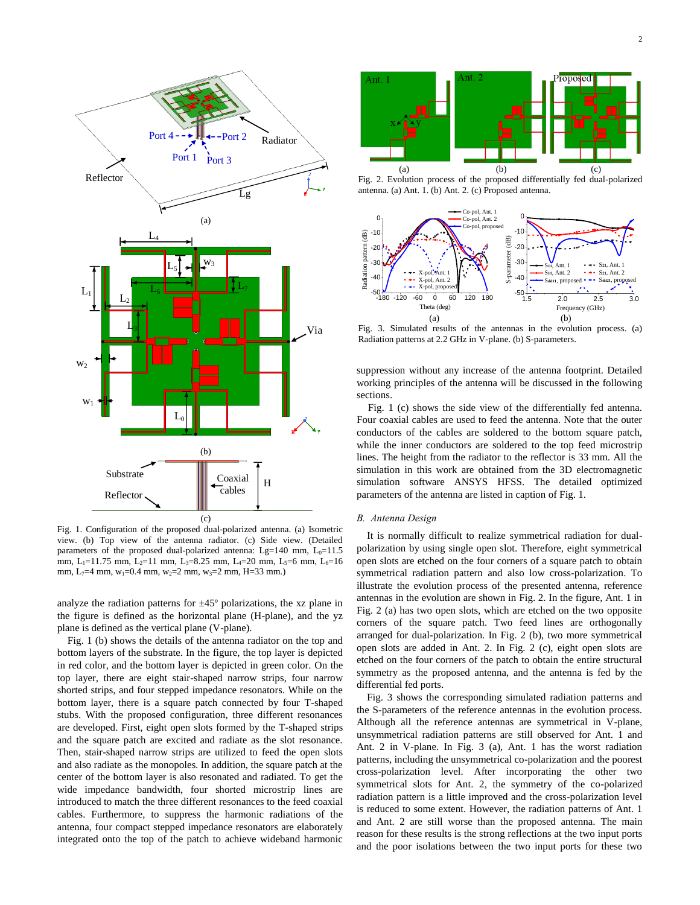Fig. 1. Configuration of the proposed dual-polarized antenna. (a) Isometric view. (b) Top view of the antenna radiator. (c) Side view. (Detailed parameters of the proposed dual-polarized antenna: Lg=140 mm, $L_0$=11.5 mm, $L_1$=11.75 mm, $L_2$=11 mm, $L_3$=8.25 mm, $L_4$=20 mm, $L_5$=6 mm, $L_6$=16 mm, $L_7$=4 mm, $w_1$=0.4 mm, $w_2$=2 mm, $w_3$=2 mm, H=33 mm.)

analyze the radiation patterns for ±45° polarizations, the xz plane in the figure is defined as the horizontal plane (H-plane), and the yz plane is defined as the vertical plane (V-plane).

Fig. 1 (b) shows the details of the antenna radiator on the top and bottom layers of the substrate. In the figure, the top layer is depicted in red color, and the bottom layer is depicted in green color. On the top layer, there are eight stair-shaped narrow strips, four narrow shorted strips, and four stepped impedance resonators. While on the bottom layer, there is a square patch connected by four T-shaped stubs. With the proposed configuration, three different resonances are developed. First, eight open slots formed by the T-shaped strips and the square patch are excited and radiate as the slot resonance. Then, stair-shaped narrow strips are utilized to feed the open slots and also radiate as the monopoles. In addition, the square patch at the center of the bottom layer is also resonated and radiated. To get the wide impedance bandwidth, four shorted microstrip lines are introduced to match the three different resonances to the feed coaxial cables. Furthermore, to suppress the harmonic radiations of the antenna, four compact stepped impedance resonators are elaborately integrated onto the top of the patch to achieve wideband harmonic suppression without any increase of the antenna footprint. Detailed working principles of the antenna will be discussed in the following sections.

Fig. 1 (c) shows the side view of the differentially fed antenna. Four coaxial cables are used to feed the antenna. Note that the outer conductors of the cables are soldered to the bottom square patch, while the inner conductors are soldered to the top feed microstrip lines. The height from the radiator to the reflector is 33 mm. All the simulation in this work are obtained from the 3D electromagnetic simulation software ANSYS HFSS. The detailed optimized parameters of the antenna are listed in caption of Fig. 1.

Fig. 2. Evolution process of the proposed differentially fed dual-polarized antenna. (a) Ant. 1. (b) Ant. 2. (c) Proposed antenna.

Fig. 3. Simulated results of the antennas in the evolution process. (a) Radiation patterns at 2.2 GHz in V-plane. (b) S-parameters.

### *B. Antenna Design*

It is normally difficult to realize symmetrical radiation for dual-polarization by using single open slot. Therefore, eight symmetrical open slots are etched on the four corners of a square patch to obtain symmetrical radiation pattern and also low cross-polarization. To illustrate the evolution process of the presented antenna, reference antennas in the evolution process are shown in Fig. 2. In the figure, Ant. 1 in Fig. 2 (a) has two open slots, which are etched on the two opposite corners of the square patch. Two feed lines are orthogonally arranged for dual-polarization. In Fig. 2 (b), two more symmetrical open slots are added in Ant. 2. In Fig. 2 (c), eight open slots are etched on the four corners of the patch to obtain the entire structural symmetry as the proposed antenna, and the antenna is fed by the differential fed ports.

Fig. 3 shows the corresponding simulated radiation patterns and the S-parameters of the reference antennas in the evolution process. Although all the reference antennas are symmetrical in V-plane, unsymmetrical radiation patterns are still observed for Ant. 1 and Ant. 2 in V-plane. In Fig. 3 (a), Ant. 1 has the worst radiation patterns, including the unsymmetrical co-polarization and the poorest cross-polarization level. After incorporating the other two symmetrical slots for Ant. 2, the symmetry of the co-polarized radiation pattern is a little improved and the cross-polarization level is reduced to some extent. However, the radiation patterns of Ant. 1 and Ant. 2 are still worse than the proposed antenna. The main reason for these results is the strong reflections at the two input ports and the poor isolations between the two input ports for these two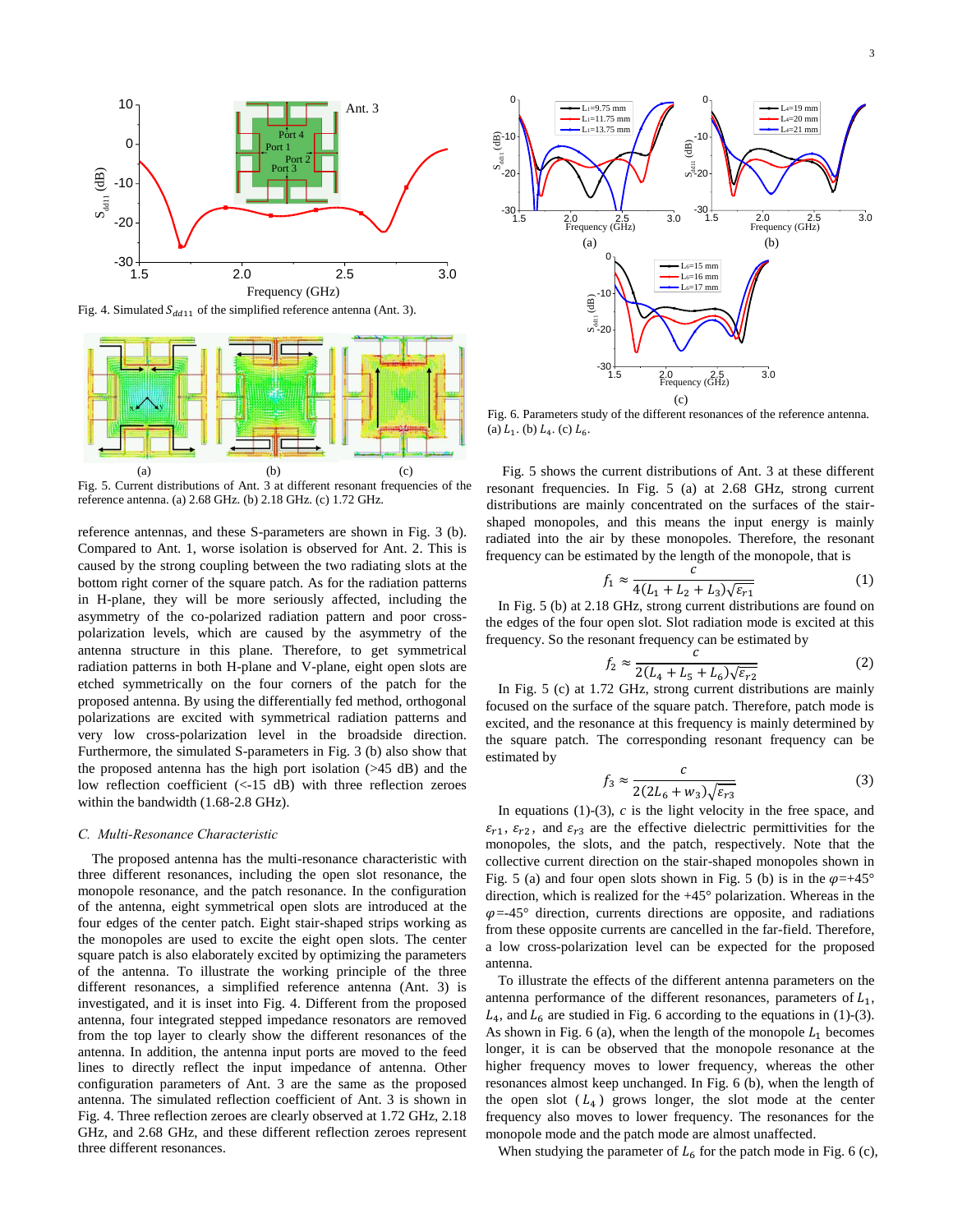Fig. 4. Simulated $S_{dd11}$ of the simplified reference antenna (Ant. 3).

Fig. 5. Current distributions of Ant. 3 at different resonant frequencies of the reference antenna. (a) 2.68 GHz. (b) 2.18 GHz. (c) 1.72 GHz.

reference antennas, and these S-parameters are shown in Fig. 3 (b). Compared to Ant. 1, worse isolation is observed for Ant. 2. This is caused by the strong coupling between the two radiating slots at the bottom right corner of the square patch. As for the radiation patterns in H-plane, they will be more seriously affected, including the asymmetry of the co-polarized radiation pattern and poor cross-polarization levels, which are caused by the asymmetry of the antenna structure in this plane. Therefore, to get symmetrical radiation patterns in both H-plane and V-plane, eight open slots are etched symmetrically on the four corners of the patch for the proposed antenna. By using the differentially fed method, orthogonal polarizations are excited with symmetrical radiation patterns and very low cross-polarization level in the broadside direction. Furthermore, the simulated S-parameters in Fig. 3 (b) also show that the proposed antenna has the high port isolation (>45 dB) and the low reflection coefficient (<-15 dB) with three reflection zeroes within the bandwidth (1.68-2.8 GHz).

### *C. Multi-Resonance Characteristic*

The proposed antenna has the multi-resonance characteristic with three different resonances, including the open slot resonance, the monopole resonance, and the patch resonance. In the configuration of the antenna, eight symmetrical open slots are introduced at the four edges of the center patch. Eight stair-shaped strips working as the monopoles are used to excite the eight open slots. The center square patch is also elaborately excited by optimizing the parameters of the antenna. To illustrate the working principle of the three different resonances, a simplified reference antenna (Ant. 3) is investigated, and it is inset into Fig. 4. Different from the proposed antenna, four integrated stepped impedance resonators are removed from the top layer to clearly show the different resonances of the antenna. In addition, the antenna input ports are moved to the feed lines to directly reflect the input impedance of antenna. Other configuration parameters of Ant. 3 are the same as the proposed antenna. The simulated reflection coefficient of Ant. 3 is shown in Fig. 4. Three reflection zeroes are clearly observed at 1.72 GHz, 2.18 GHz, and 2.68 GHz, and these different reflection zeroes represent three different resonances.

Fig. 6. Parameters study of the different resonances of the reference antenna. (a) $L_1$. (b) $L_4$. (c) $L_6$.

Fig. 5 shows the current distributions of Ant. 3 at these different resonant frequencies. In Fig. 5 (a) at 2.68 GHz, strong current distributions are mainly concentrated on the surfaces of the stair-shaped monopoles, and this means the input energy is mainly radiated into the air by these monopoles. Therefore, the resonant frequency can be estimated by the length of the monopole, that is

$$f_1 \approx \frac{c}{4(L_1 + L_2 + L_3)\sqrt{\varepsilon_{r1}}} \tag{1}$$

In Fig. 5 (b) at 2.18 GHz, strong current distributions are found on the edges of the four open slot. Slot radiation mode is excited at this frequency. So the resonant frequency can be estimated by

$$f_2 \approx \frac{c}{2(L_4 + L_5 + L_6)\sqrt{\varepsilon_{r2}}} \tag{2}$$

In Fig. 5 (c) at 1.72 GHz, strong current distributions are mainly focused on the surface of the square patch. Therefore, patch mode is excited, and the resonance at this frequency is mainly determined by the square patch. The corresponding resonant frequency can be estimated by

$$f_3 \approx \frac{c}{2(2L_6 + w_3)\sqrt{\varepsilon_{r3}}} \tag{3}$$

In equations (1)-(3), $c$ is the light velocity in the free space, and $\varepsilon_{r1}$, $\varepsilon_{r2}$, and $\varepsilon_{r3}$ are the effective dielectric permittivities for the monopoles, the slots, and the patch, respectively. Note that the collective current direction on the stair-shaped monopoles shown in Fig. 5 (a) and four open slots shown in Fig. 5 (b) is in the $\varphi$=+45° direction, which is realized for the +45° polarization. Whereas in the $\varphi$=-45° direction, currents directions are opposite, and radiations from these opposite currents are cancelled in the far-field. Therefore, a low cross-polarization level can be expected for the proposed antenna.

To illustrate the effects of the different antenna parameters on the antenna performance of the different resonances, parameters of $L_1$, $L_4$, and $L_6$ are studied in Fig. 6 according to the equations in (1)-(3). As shown in Fig. 6 (a), when the length of the monopole $L_1$ becomes longer, it is can be observed that the monopole resonance at the higher frequency moves to lower frequency, whereas the other resonances almost keep unchanged. In Fig. 6 (b), when the length of the open slot ($L_4$) grows longer, the slot mode at the center frequency also moves to lower frequency. The resonances for the monopole mode and the patch mode are almost unaffected.

When studying the parameter of $L_6$ for the patch mode in Fig. 6 (c),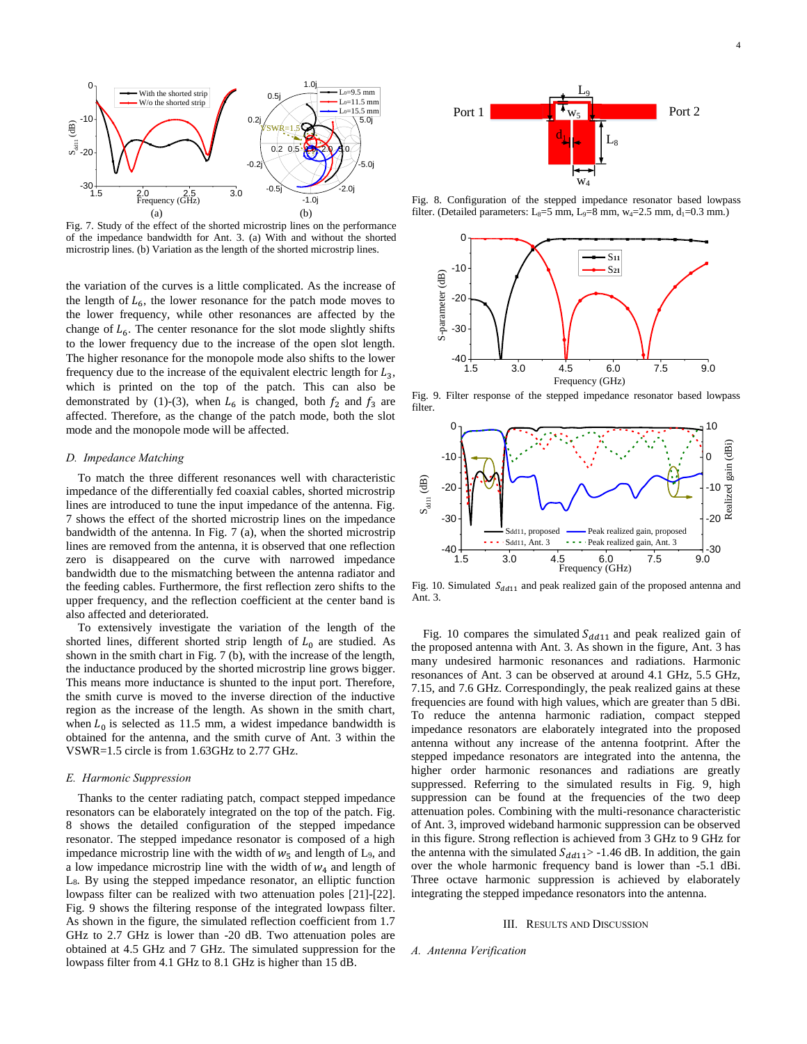Fig. 7. Study of the effect of the shorted microstrip lines on the performance of the impedance bandwidth for Ant. 3. (a) With and without the shorted microstrip lines. (b) Variation as the length of the shorted microstrip lines.

the variation of the curves is a little complicated. As the increase of the length of $L_6$, the lower resonance for the patch mode moves to the lower frequency, while other resonances are affected by the change of $L_6$. The center resonance for the slot mode slightly shifts to the lower frequency due to the increase of the open slot length. The higher resonance for the monopole mode also shifts to the lower frequency due to the increase of the equivalent electric length for $L_3$, which is printed on the top of the patch. This can also be demonstrated by (1)-(3), when $L_6$ is changed, both $f_2$ and $f_3$ are affected. Therefore, as the change of the patch mode, both the slot mode and the monopole mode will be affected.

## D. Impedance Matching

To match the three different resonances well with characteristic impedance of the differentially fed coaxial cables, shorted microstrip lines are introduced to tune the input impedance of the antenna. Fig. 7 shows the effect of the shorted microstrip lines on the impedance bandwidth of the antenna. In Fig. 7 (a), when the shorted microstrip lines are removed from the antenna, it is observed that one reflection zero is disappeared on the curve with narrowed impedance bandwidth due to the mismatching between the antenna radiator and the feeding cables. Furthermore, the first reflection zero shifts to the upper frequency, and the reflection coefficient at the center band is also affected and deteriorated.

To extensively investigate the variation of the length of the shorted lines, different shorted strip length of $L_0$ are studied. As shown in the smith chart in Fig. 7 (b), with the increase of the length, the inductance produced by the shorted microstrip line grows bigger. This means more inductance is shunted to the input port. Therefore, the smith curve is moved to the inverse direction of the inductive region as the increase of the length. As shown in the smith chart, when $L_0$ is selected as 11.5 mm, a widest impedance bandwidth is obtained for the antenna, and the smith curve of Ant. 3 within the VSWR=1.5 circle is from 1.63GHz to 2.77 GHz.

## E. Harmonic Suppression

Thanks to the center radiating patch, compact stepped impedance resonators can be elaborately integrated on the top of the patch. Fig. 8 shows the detailed configuration of the stepped impedance resonator. The stepped impedance resonator is composed of a high impedance microstrip line with the width of $w_5$ and length of L₉, and a low impedance microstrip line with the width of $w_4$ and length of L₈. By using the stepped impedance resonator, an elliptic function lowpass filter can be realized with two attenuation poles [21]-[22]. Fig. 9 shows the filtering response of the integrated lowpass filter. As shown in the figure, the simulated reflection coefficient from 1.7 GHz to 2.7 GHz is lower than -20 dB. Two attenuation poles are obtained at 4.5 GHz and 7 GHz. The simulated suppression for the lowpass filter from 4.1 GHz to 8.1 GHz is higher than 15 dB.

Fig. 8. Configuration of the stepped impedance resonator based lowpass filter. (Detailed parameters: $L_8$=5 mm, $L_9$=8 mm, $w_4$=2.5 mm, $d_1$=0.3 mm.)

Fig. 9. Filter response of the stepped impedance resonator based lowpass filter.

Fig. 10. Simulated $S_{dd11}$ and peak realized gain of the proposed antenna and Ant. 3.

Fig. 10 compares the simulated $S_{dd11}$ and peak realized gain of the proposed antenna with Ant. 3. As shown in the figure, Ant. 3 has many undesired harmonic resonances and radiations. Harmonic resonances of Ant. 3 can be observed at around 4.1 GHz, 5.5 GHz, 7.15, and 7.6 GHz. Correspondingly, the peak realized gains at these frequencies are found with high values, which are greater than 5 dBi. To reduce the antenna harmonic radiation, compact stepped impedance resonators are elaborately integrated into the proposed antenna without any increase of the antenna footprint. After the stepped impedance resonators are integrated into the antenna, the higher order harmonic resonances and radiations are greatly suppressed. Referring to the simulated results in Fig. 9, high suppression can be found at the frequencies of the two deep attenuation poles. Combining with the multi-resonance characteristic of Ant. 3, improved wideband harmonic suppression can be observed in this figure. Strong reflection is achieved from 3 GHz to 9 GHz for the antenna with the simulated $S_{dd11}$> -1.46 dB. In addition, the gain over the whole harmonic frequency band is lower than -5.1 dBi. Three octave harmonic suppression is achieved by elaborately integrating the stepped impedance resonators into the antenna.

# III. Results and Discussion

## A. Antenna Verification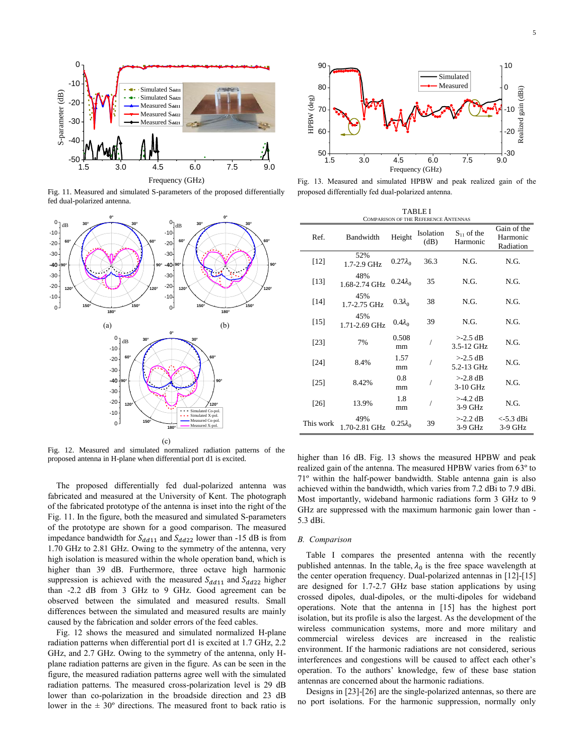Fig. 11. Measured and simulated S-parameters of the proposed differentially fed dual-polarized antenna.

Fig. 12. Measured and simulated normalized radiation patterns of the proposed antenna in H-plane when differential port d1 is excited.

The proposed differentially fed dual-polarized antenna was fabricated and measured at the University of Kent. The photograph of the fabricated prototype of the antenna is inset into the right of the Fig. 11. In the figure, both the measured and simulated S-parameters of the prototype are shown for a good comparison. The measured impedance bandwidth for $S_{dd11}$ and $S_{dd22}$ lower than -15 dB is from 1.70 GHz to 2.81 GHz. Owing to the symmetry of the antenna, very high isolation is measured within the whole operation band, which is higher than 39 dB. Furthermore, three octave high harmonic suppression is achieved with the measured $S_{dd11}$ and $S_{dd22}$ higher than -2.2 dB from 3 GHz to 9 GHz. Good agreement can be observed between the simulated and measured results. Small differences between the simulated and measured results are mainly caused by the fabrication and solder errors of the feed cables.

Fig. 12 shows the measured and simulated normalized H-plane radiation patterns when differential port d1 is excited at 1.7 GHz, 2.2 GHz, and 2.7 GHz. Owing to the symmetry of the antenna, only H-plane radiation patterns are given in the figure. As can be seen in the figure, the measured radiation patterns agree well with the simulated radiation patterns. The measured cross-polarization level is 29 dB lower than co-polarization in the broadside direction and 23 dB lower in the ± 30º directions. The measured front to back ratio is higher than 16 dB. Fig. 13 shows the measured HPBW and peak realized gain of the antenna. The measured HPBW varies from 63º to 71º within the half-power bandwidth. Stable antenna gain is also achieved within the bandwidth, which varies from 7.2 dBi to 7.9 dBi. Most importantly, wideband harmonic radiations form 3 GHz to 9 GHz are suppressed with the maximum harmonic gain lower than -5.3 dBi.

Fig. 13. Measured and simulated HPBW and peak realized gain of the proposed differentially fed dual-polarized antenna.

TABLE I
COMPARISON OF THE REFERENCE ANTENNAS

| Ref. | Bandwidth | Height | Isolation (dB) | $S_{11}$ of the Harmonic | Gain of the Harmonic Radiation |
|---|---|---|---|---|---|
| [12] | 52% 1.7-2.9 GHz | $0.27\lambda_0$ | 36.3 | N.G. | N.G. |
| [13] | 48% 1.68-2.74 GHz | $0.24\lambda_0$ | 35 | N.G. | N.G. |
| [14] | 45% 1.7-2.75 GHz | $0.3\lambda_0$ | 38 | N.G. | N.G. |
| [15] | 45% 1.71-2.69 GHz | $0.4\lambda_0$ | 39 | N.G. | N.G. |
| [23] | 7% | 0.508 mm | / | >-2.5 dB 3.5-12 GHz | N.G. |
| [24] | 8.4% | 1.57 mm | / | >-2.5 dB 5.2-13 GHz | N.G. |
| [25] | 8.42% | 0.8 mm | / | >-2.8 dB 3-10 GHz | N.G. |
| [26] | 13.9% | 1.8 mm | / | >-4.2 dB 3-9 GHz | N.G. |
| This work | 49% 1.70-2.81 GHz | $0.25\lambda_0$ | 39 | >-2.2 dB 3-9 GHz | <-5.3 dBi 3-9 GHz |

### *B. Comparison*

Table I compares the presented antenna with the recently published antennas. In the table, $\lambda_0$ is the free space wavelength at the center operation frequency. Dual-polarized antennas in [12]-[15] are designed for 1.7-2.7 GHz base station applications by using crossed dipoles, dual-dipoles, or the multi-dipoles for wideband operations. Note that the antenna in [15] has the highest port isolation, but its profile is also the largest. As the development of the wireless communication systems, more and more military and commercial wireless devices are increased in the realistic environment. If the harmonic radiations are not considered, serious interferences and congestions will be caused to affect each other's operation. To the authors' knowledge, few of these base station antennas are concerned about the harmonic radiations.

Designs in [23]-[26] are the single-polarized antennas, so there are no port isolations. For the harmonic suppression, normally only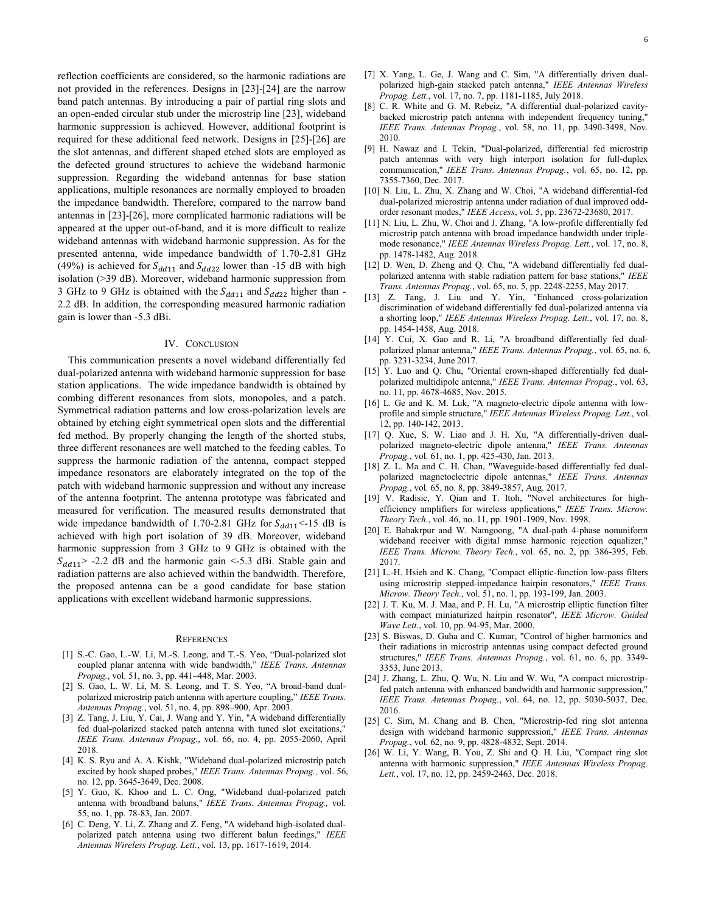reflection coefficients are considered, so the harmonic radiations are not provided in the references. Designs in [23]-[24] are the narrow band patch antennas. By introducing a pair of partial ring slots and an open-ended circular stub under the microstrip line [23], wideband harmonic suppression is achieved. However, additional footprint is required for these additional feed network. Designs in [25]-[26] are the slot antennas, and different shaped etched slots are employed as the defected ground structures to achieve the wideband harmonic suppression. Regarding the wideband antennas for base station applications, multiple resonances are normally employed to broaden the impedance bandwidth. Therefore, compared to the narrow band antennas in [23]-[26], more complicated harmonic radiations will be appeared at the upper out-of-band, and it is more difficult to realize wideband antennas with wideband harmonic suppression. As for the presented antenna, wide impedance bandwidth of 1.70-2.81 GHz (49%) is achieved for $S_{dd11}$ and $S_{dd22}$ lower than -15 dB with high isolation (>39 dB). Moreover, wideband harmonic suppression from 3 GHz to 9 GHz is obtained with the $S_{dd11}$ and $S_{dd22}$ higher than -2.2 dB. In addition, the corresponding measured harmonic radiation gain is lower than -5.3 dBi.

## IV. Conclusion

This communication presents a novel wideband differentially fed dual-polarized antenna with wideband harmonic suppression for base station applications. The wide impedance bandwidth is obtained by combing different resonances from slots, monopoles, and a patch. Symmetrical radiation patterns and low cross-polarization levels are obtained by etching eight symmetrical open slots and the differential fed method. By properly changing the length of the shorted stubs, three different resonances are well matched to the feeding cables. To suppress the harmonic radiation of the antenna, compact stepped impedance resonators are elaborately integrated on the top of the patch with wideband harmonic suppression and without any increase of the antenna footprint. The antenna prototype was fabricated and measured for verification. The measured results demonstrated that wide impedance bandwidth of 1.70-2.81 GHz for $S_{dd11}$<-15 dB is achieved with high port isolation of 39 dB. Moreover, wideband harmonic suppression from 3 GHz to 9 GHz is obtained with the $S_{dd11}$> -2.2 dB and the harmonic gain <-5.3 dBi. Stable gain and radiation patterns are also achieved within the bandwidth. Therefore, the proposed antenna can be a good candidate for base station applications with excellent wideband harmonic suppressions.

## References

[1] S.-C. Gao, L.-W. Li, M.-S. Leong, and T.-S. Yeo, "Dual-polarized slot coupled planar antenna with wide bandwidth," *IEEE Trans. Antennas Propag.*, vol. 51, no. 3, pp. 441–448, Mar. 2003.

[2] S. Gao, L. W. Li, M. S. Leong, and T. S. Yeo, "A broad-band dual-polarized microstrip patch antenna with aperture coupling," *IEEE Trans. Antennas Propag.*, vol. 51, no. 4, pp. 898–900, Apr. 2003.

[3] Z. Tang, J. Liu, Y. Cai, J. Wang and Y. Yin, "A wideband differentially fed dual-polarized stacked patch antenna with tuned slot excitations," *IEEE Trans. Antennas Propag.*, vol. 66, no. 4, pp. 2055-2060, April 2018.

[4] K. S. Ryu and A. A. Kishk, "Wideband dual-polarized microstrip patch excited by hook shaped probes," *IEEE Trans. Antennas Propag.,* vol. 56, no. 12, pp. 3645-3649, Dec. 2008.

[5] Y. Guo, K. Khoo and L. C. Ong, "Wideband dual-polarized patch antenna with broadband baluns," *IEEE Trans. Antennas Propag.,* vol. 55, no. 1, pp. 78-83, Jan. 2007.

[6] C. Deng, Y. Li, Z. Zhang and Z. Feng, "A wideband high-isolated dual-polarized patch antenna using two different balun feedings," *IEEE Antennas Wireless Propag. Lett.*, vol. 13, pp. 1617-1619, 2014.

[7] X. Yang, L. Ge, J. Wang and C. Sim, "A differentially driven dual-polarized high-gain stacked patch antenna," *IEEE Antennas Wireless Propag. Lett.*, vol. 17, no. 7, pp. 1181-1185, July 2018.

[8] C. R. White and G. M. Rebeiz, "A differential dual-polarized cavity-backed microstrip patch antenna with independent frequency tuning," *IEEE Trans. Antennas Propag.*, vol. 58, no. 11, pp. 3490-3498, Nov. 2010.

[9] H. Nawaz and I. Tekin, "Dual-polarized, differential fed microstrip patch antennas with very high interport isolation for full-duplex communication," *IEEE Trans. Antennas Propag.*, vol. 65, no. 12, pp. 7355-7360, Dec. 2017.

[10] N. Liu, L. Zhu, X. Zhang and W. Choi, "A wideband differential-fed dual-polarized microstrip antenna under radiation of dual improved odd-order resonant modes," *IEEE Access*, vol. 5, pp. 23672-23680, 2017.

[11] N. Liu, L. Zhu, W. Choi and J. Zhang, "A low-profile differentially fed microstrip patch antenna with broad impedance bandwidth under triple-mode resonance," *IEEE Antennas Wireless Propag. Lett.*, vol. 17, no. 8, pp. 1478-1482, Aug. 2018.

[12] D. Wen, D. Zheng and Q. Chu, "A wideband differentially fed dual-polarized antenna with stable radiation pattern for base stations," *IEEE Trans. Antennas Propag.*, vol. 65, no. 5, pp. 2248-2255, May 2017.

[13] Z. Tang, J. Liu and Y. Yin, "Enhanced cross-polarization discrimination of wideband differentially fed dual-polarized antenna via a shorting loop," *IEEE Antennas Wireless Propag. Lett.*, vol. 17, no. 8, pp. 1454-1458, Aug. 2018.

[14] Y. Cui, X. Gao and R. Li, "A broadband differentially fed dual-polarized planar antenna," *IEEE Trans. Antennas Propag.*, vol. 65, no. 6, pp. 3231-3234, June 2017.

[15] Y. Luo and Q. Chu, "Oriental crown-shaped differentially fed dual-polarized multidipole antenna," *IEEE Trans. Antennas Propag.*, vol. 63, no. 11, pp. 4678-4685, Nov. 2015.

[16] L. Ge and K. M. Luk, "A magneto-electric dipole antenna with low-profile and simple structure," *IEEE Antennas Wireless Propag. Lett.*, vol. 12, pp. 140-142, 2013.

[17] Q. Xue, S. W. Liao and J. H. Xu, "A differentially-driven dual-polarized magneto-electric dipole antenna," *IEEE Trans. Antennas Propag.*, vol. 61, no. 1, pp. 425-430, Jan. 2013.

[18] Z. L. Ma and C. H. Chan, "Waveguide-based differentially fed dual-polarized magnetoelectric dipole antennas," *IEEE Trans. Antennas Propag.*, vol. 65, no. 8, pp. 3849-3857, Aug. 2017.

[19] V. Radisic, Y. Qian and T. Itoh, "Novel architectures for high-efficiency amplifiers for wireless applications," *IEEE Trans. Microw. Theory Tech.*, vol. 46, no. 11, pp. 1901-1909, Nov. 1998.

[20] E. Babakrpur and W. Namgoong, "A dual-path 4-phase nonuniform wideband receiver with digital mmse harmonic rejection equalizer," *IEEE Trans. Microw. Theory Tech.*, vol. 65, no. 2, pp. 386-395, Feb. 2017.

[21] L.-H. Hsieh and K. Chang, "Compact elliptic-function low-pass filters using microstrip stepped-impedance hairpin resonators," *IEEE Trans. Microw. Theory Tech.*, vol. 51, no. 1, pp. 193-199, Jan. 2003.

[22] J. T. Ku, M. J. Maa, and P. H. Lu, "A microstrip elliptic function filter with compact miniaturized hairpin resonator", *IEEE Microw. Guided Wave Lett.*, vol. 10, pp. 94-95, Mar. 2000.

[23] S. Biswas, D. Guha and C. Kumar, "Control of higher harmonics and their radiations in microstrip antennas using compact defected ground structures," *IEEE Trans. Antennas Propag.*, vol. 61, no. 6, pp. 3349-3353, June 2013.

[24] J. Zhang, L. Zhu, Q. Wu, N. Liu and W. Wu, "A compact microstrip-fed patch antenna with enhanced bandwidth and harmonic suppression," *IEEE Trans. Antennas Propag.*, vol. 64, no. 12, pp. 5030-5037, Dec. 2016.

[25] C. Sim, M. Chang and B. Chen, "Microstrip-fed ring slot antenna design with wideband harmonic suppression," *IEEE Trans. Antennas Propag.*, vol. 62, no. 9, pp. 4828-4832, Sept. 2014.

[26] W. Li, Y. Wang, B. You, Z. Shi and Q. H. Liu, "Compact ring slot antenna with harmonic suppression," *IEEE Antennas Wireless Propag. Lett.*, vol. 17, no. 12, pp. 2459-2463, Dec. 2018.